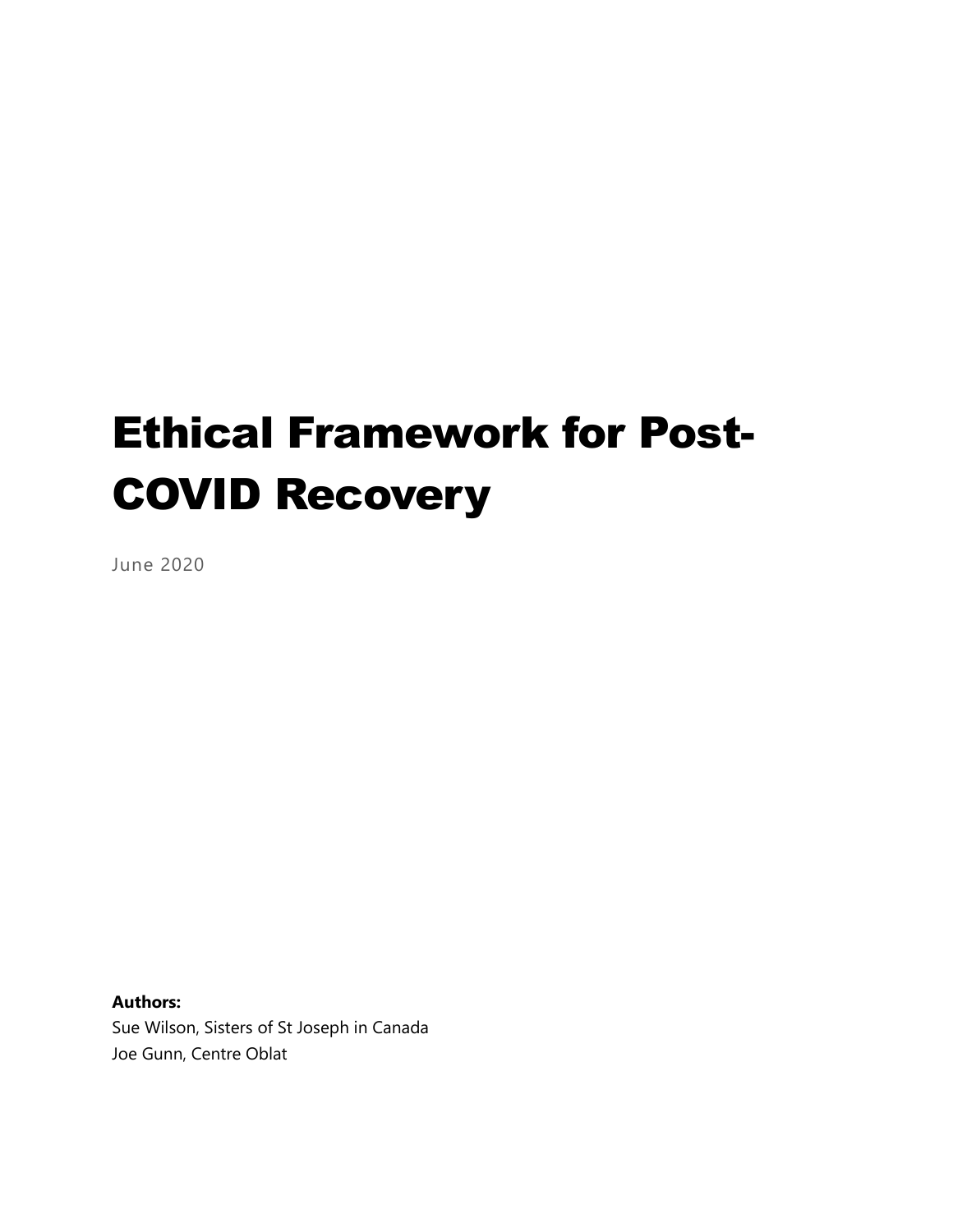# Ethical Framework for Post-COVID Recovery

June 2020

**Authors:**
Sue Wilson, Sisters of St Joseph in Canada
Joe Gunn, Centre Oblat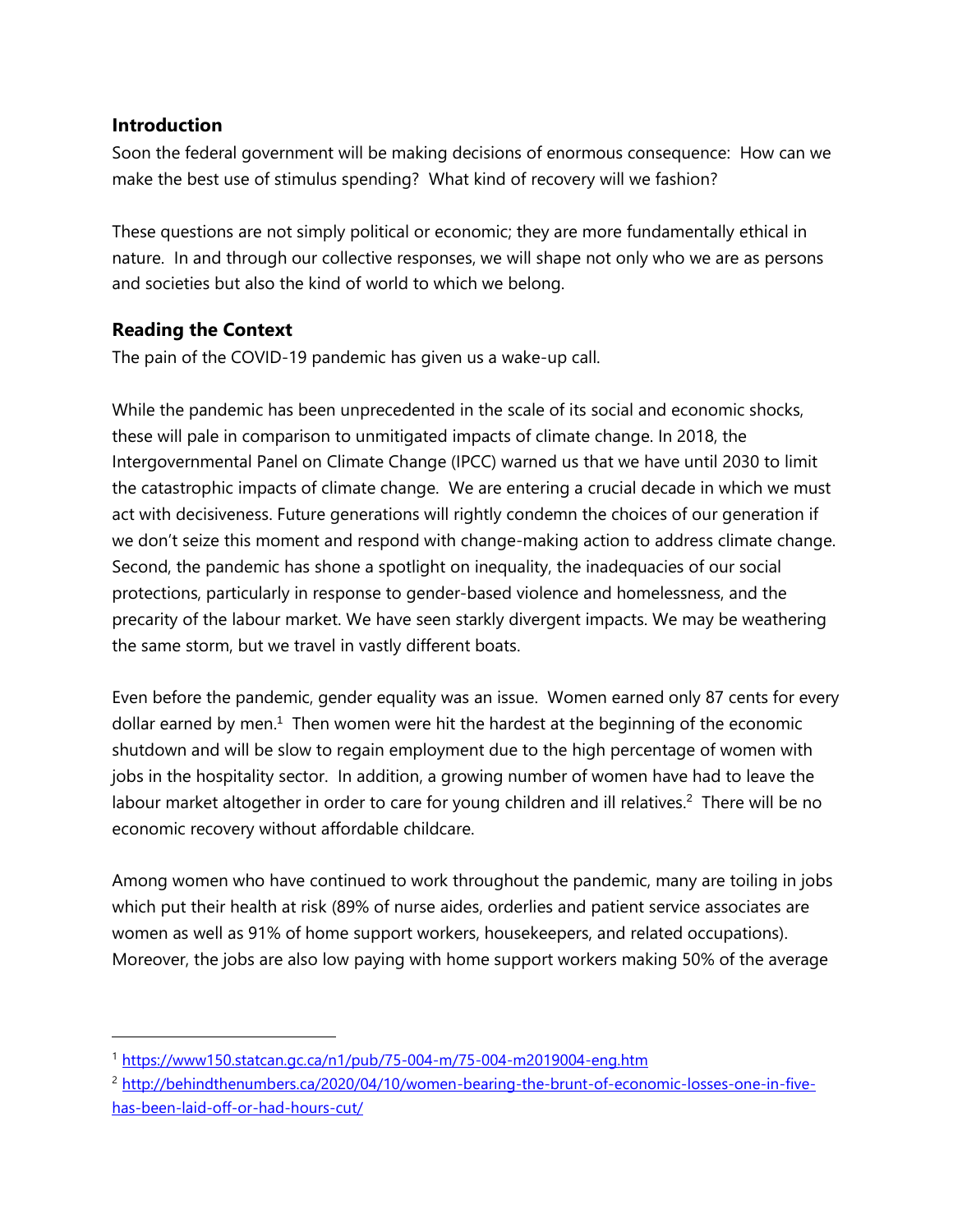## Introduction

Soon the federal government will be making decisions of enormous consequence: How can we make the best use of stimulus spending? What kind of recovery will we fashion?

These questions are not simply political or economic; they are more fundamentally ethical in nature. In and through our collective responses, we will shape not only who we are as persons and societies but also the kind of world to which we belong.

## Reading the Context

The pain of the COVID-19 pandemic has given us a wake-up call.

While the pandemic has been unprecedented in the scale of its social and economic shocks, these will pale in comparison to unmitigated impacts of climate change. In 2018, the Intergovernmental Panel on Climate Change (IPCC) warned us that we have until 2030 to limit the catastrophic impacts of climate change. We are entering a crucial decade in which we must act with decisiveness. Future generations will rightly condemn the choices of our generation if we don't seize this moment and respond with change-making action to address climate change. Second, the pandemic has shone a spotlight on inequality, the inadequacies of our social protections, particularly in response to gender-based violence and homelessness, and the precarity of the labour market. We have seen starkly divergent impacts. We may be weathering the same storm, but we travel in vastly different boats.

Even before the pandemic, gender equality was an issue. Women earned only 87 cents for every dollar earned by men.[1] Then women were hit the hardest at the beginning of the economic shutdown and will be slow to regain employment due to the high percentage of women with jobs in the hospitality sector. In addition, a growing number of women have had to leave the labour market altogether in order to care for young children and ill relatives.[2] There will be no economic recovery without affordable childcare.

Among women who have continued to work throughout the pandemic, many are toiling in jobs which put their health at risk (89% of nurse aides, orderlies and patient service associates are women as well as 91% of home support workers, housekeepers, and related occupations). Moreover, the jobs are also low paying with home support workers making 50% of the average

---

[1] https://www150.statcan.gc.ca/n1/pub/75-004-m/75-004-m2019004-eng.htm

[2] http://behindthenumbers.ca/2020/04/10/women-bearing-the-brunt-of-economic-losses-one-in-five-has-been-laid-off-or-had-hours-cut/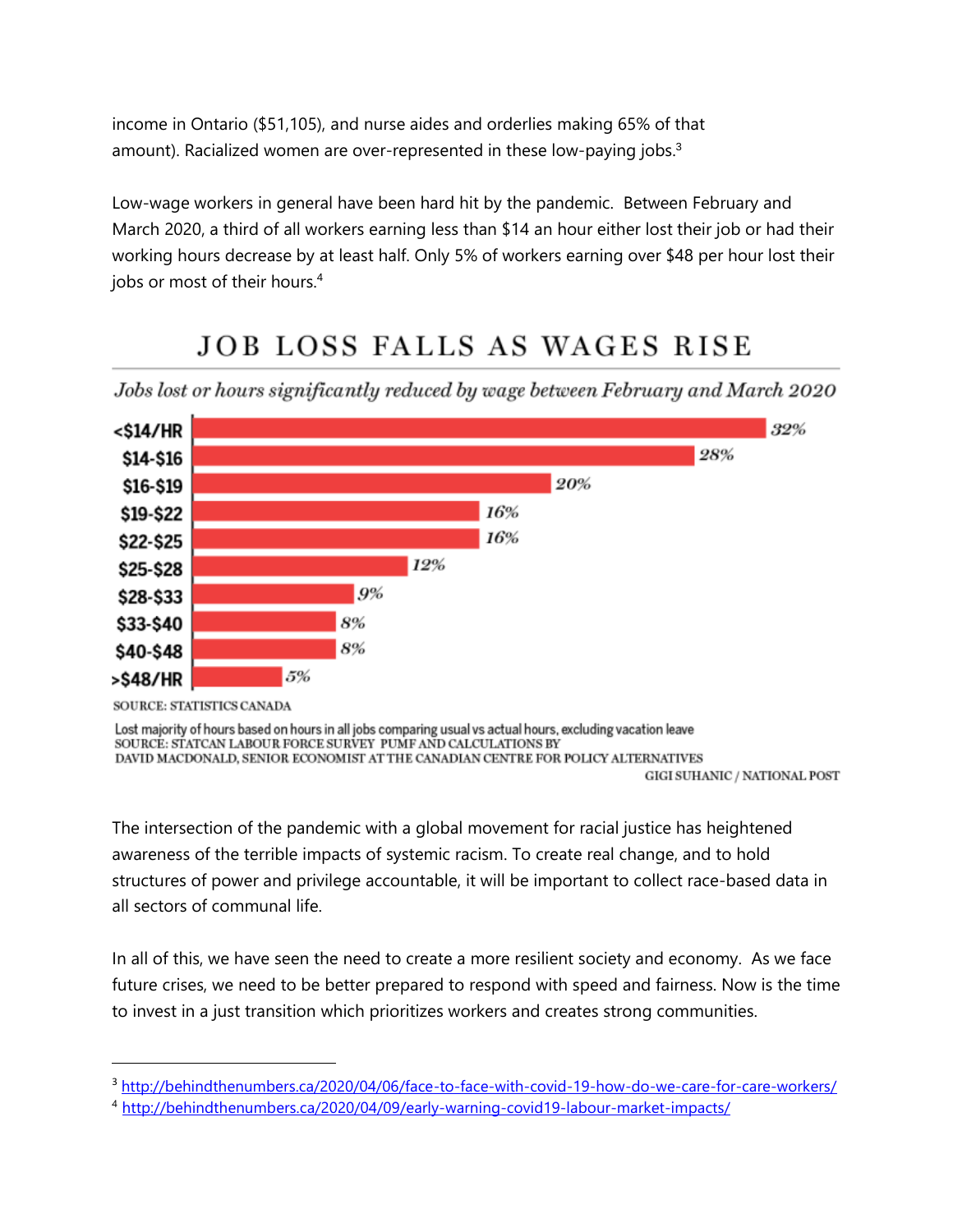income in Ontario ($51,105), and nurse aides and orderlies making 65% of that amount). Racialized women are over-represented in these low-paying jobs.[3]

Low-wage workers in general have been hard hit by the pandemic. Between February and March 2020, a third of all workers earning less than $14 an hour either lost their job or had their working hours decrease by at least half. Only 5% of workers earning over $48 per hour lost their jobs or most of their hours.[4]

## JOB LOSS FALLS AS WAGES RISE

*Jobs lost or hours significantly reduced by wage between February and March 2020*

| Wage | Jobs lost or hours significantly reduced |
|---|---|
| <$14/HR | 32% |
| $14-$16 | 28% |
| $16-$19 | 20% |
| $19-$22 | 16% |
| $22-$25 | 16% |
| $25-$28 | 12% |
| $28-$33 | 9% |
| $33-$40 | 8% |
| $40-$48 | 8% |
| >$48/HR | 5% |

SOURCE: STATISTICS CANADA

Lost majority of hours based on hours in all jobs comparing usual vs actual hours, excluding vacation leave
SOURCE: STATCAN LABOUR FORCE SURVEY PUMF AND CALCULATIONS BY DAVID MACDONALD, SENIOR ECONOMIST AT THE CANADIAN CENTRE FOR POLICY ALTERNATIVES

GIGI SUHANIC / NATIONAL POST

The intersection of the pandemic with a global movement for racial justice has heightened awareness of the terrible impacts of systemic racism. To create real change, and to hold structures of power and privilege accountable, it will be important to collect race-based data in all sectors of communal life.

In all of this, we have seen the need to create a more resilient society and economy. As we face future crises, we need to be better prepared to respond with speed and fairness. Now is the time to invest in a just transition which prioritizes workers and creates strong communities.

---

[3] http://behindthenumbers.ca/2020/04/06/face-to-face-with-covid-19-how-do-we-care-for-care-workers/

[4] http://behindthenumbers.ca/2020/04/09/early-warning-covid19-labour-market-impacts/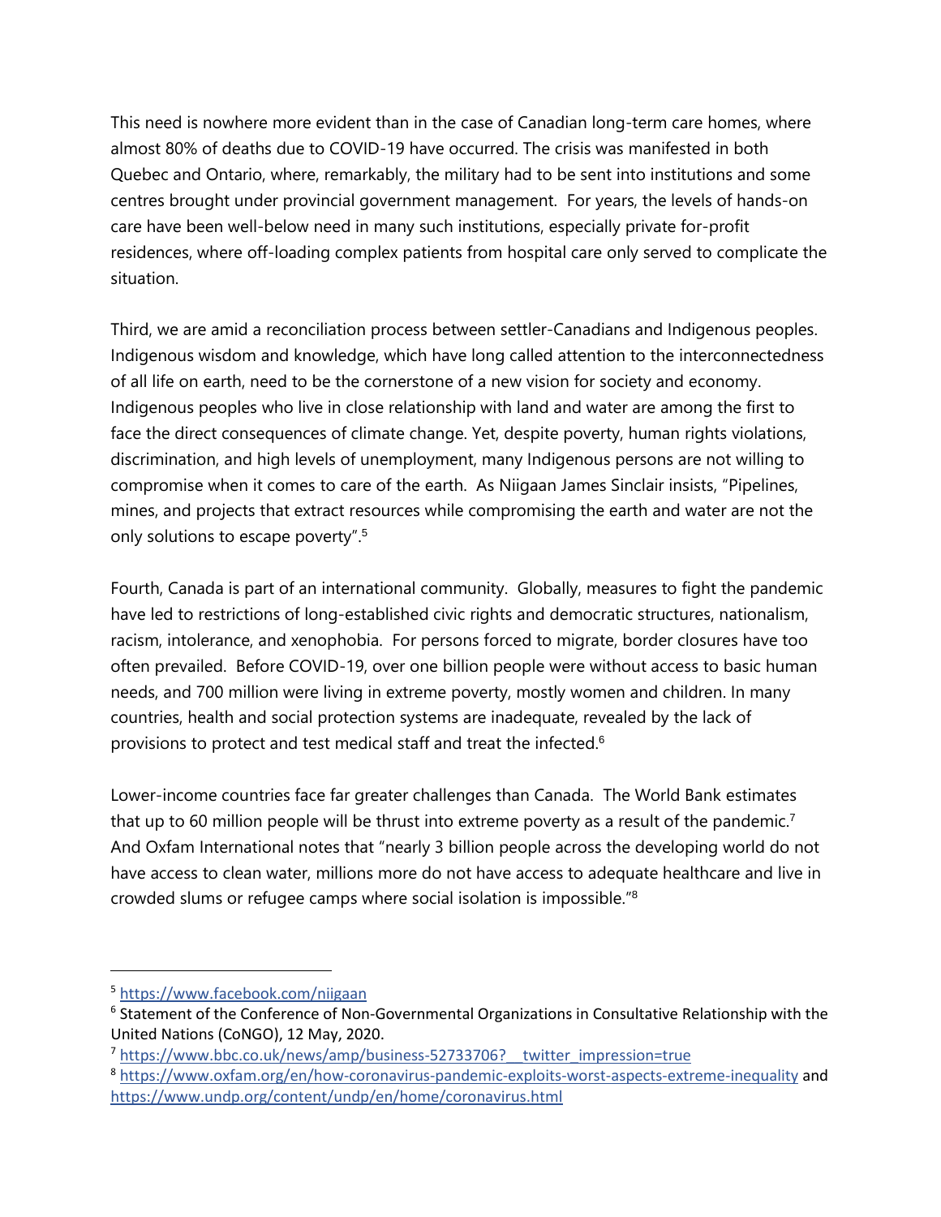This need is nowhere more evident than in the case of Canadian long-term care homes, where almost 80% of deaths due to COVID-19 have occurred. The crisis was manifested in both Quebec and Ontario, where, remarkably, the military had to be sent into institutions and some centres brought under provincial government management. For years, the levels of hands-on care have been well-below need in many such institutions, especially private for-profit residences, where off-loading complex patients from hospital care only served to complicate the situation.

Third, we are amid a reconciliation process between settler-Canadians and Indigenous peoples. Indigenous wisdom and knowledge, which have long called attention to the interconnectedness of all life on earth, need to be the cornerstone of a new vision for society and economy. Indigenous peoples who live in close relationship with land and water are among the first to face the direct consequences of climate change. Yet, despite poverty, human rights violations, discrimination, and high levels of unemployment, many Indigenous persons are not willing to compromise when it comes to care of the earth. As Niigaan James Sinclair insists, "Pipelines, mines, and projects that extract resources while compromising the earth and water are not the only solutions to escape poverty".[5]

Fourth, Canada is part of an international community. Globally, measures to fight the pandemic have led to restrictions of long-established civic rights and democratic structures, nationalism, racism, intolerance, and xenophobia. For persons forced to migrate, border closures have too often prevailed. Before COVID-19, over one billion people were without access to basic human needs, and 700 million were living in extreme poverty, mostly women and children. In many countries, health and social protection systems are inadequate, revealed by the lack of provisions to protect and test medical staff and treat the infected.[6]

Lower-income countries face far greater challenges than Canada. The World Bank estimates that up to 60 million people will be thrust into extreme poverty as a result of the pandemic.[7] And Oxfam International notes that "nearly 3 billion people across the developing world do not have access to clean water, millions more do not have access to adequate healthcare and live in crowded slums or refugee camps where social isolation is impossible."[8]

---

[5] https://www.facebook.com/niigaan

[6] Statement of the Conference of Non-Governmental Organizations in Consultative Relationship with the United Nations (CoNGO), 12 May, 2020.

[7] https://www.bbc.co.uk/news/amp/business-52733706?__twitter_impression=true

[8] https://www.oxfam.org/en/how-coronavirus-pandemic-exploits-worst-aspects-extreme-inequality and https://www.undp.org/content/undp/en/home/coronavirus.html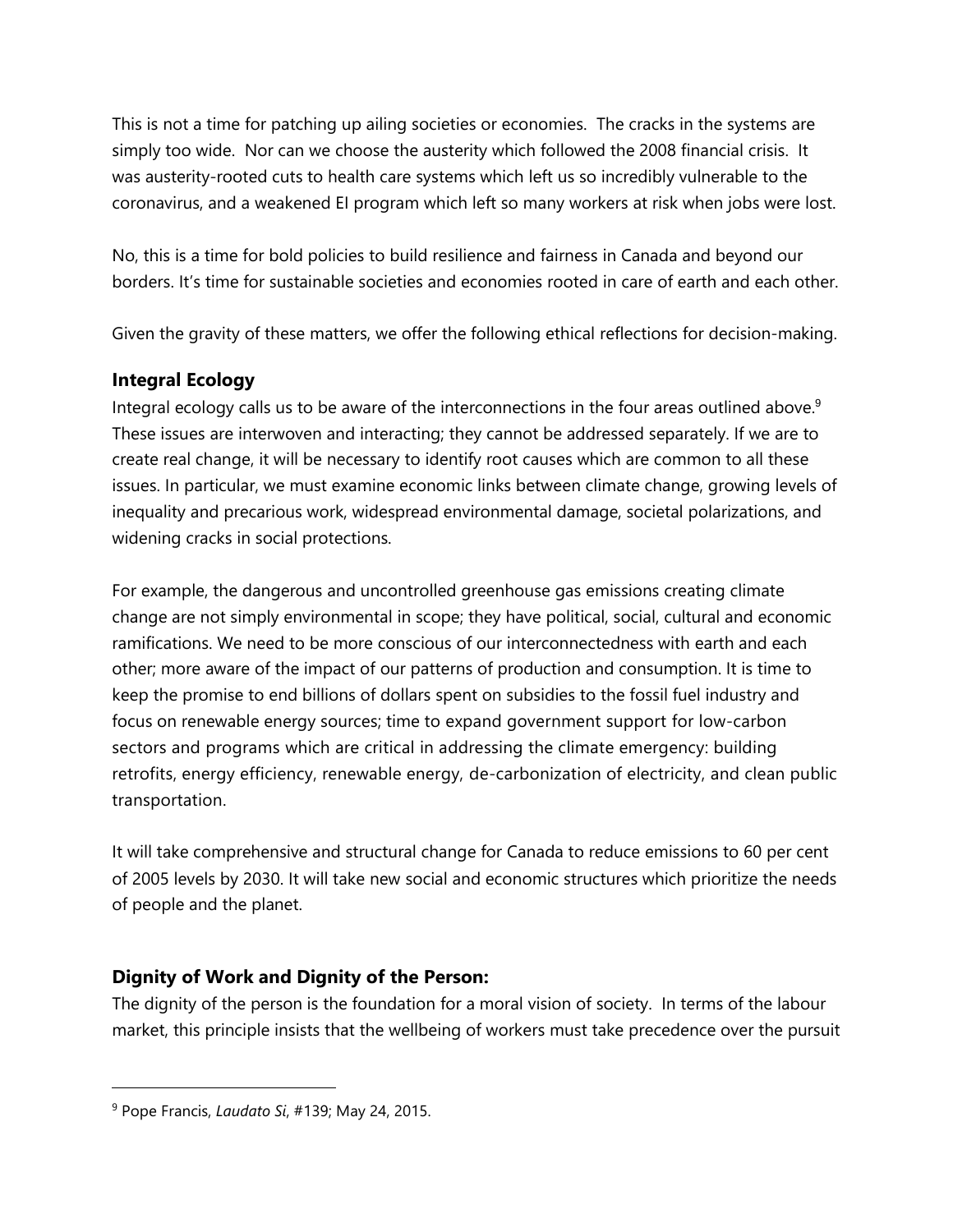This is not a time for patching up ailing societies or economies. The cracks in the systems are simply too wide. Nor can we choose the austerity which followed the 2008 financial crisis. It was austerity-rooted cuts to health care systems which left us so incredibly vulnerable to the coronavirus, and a weakened EI program which left so many workers at risk when jobs were lost.

No, this is a time for bold policies to build resilience and fairness in Canada and beyond our borders. It's time for sustainable societies and economies rooted in care of earth and each other.

Given the gravity of these matters, we offer the following ethical reflections for decision-making.

### Integral Ecology

Integral ecology calls us to be aware of the interconnections in the four areas outlined above.[9] These issues are interwoven and interacting; they cannot be addressed separately. If we are to create real change, it will be necessary to identify root causes which are common to all these issues. In particular, we must examine economic links between climate change, growing levels of inequality and precarious work, widespread environmental damage, societal polarizations, and widening cracks in social protections.

For example, the dangerous and uncontrolled greenhouse gas emissions creating climate change are not simply environmental in scope; they have political, social, cultural and economic ramifications. We need to be more conscious of our interconnectedness with earth and each other; more aware of the impact of our patterns of production and consumption. It is time to keep the promise to end billions of dollars spent on subsidies to the fossil fuel industry and focus on renewable energy sources; time to expand government support for low-carbon sectors and programs which are critical in addressing the climate emergency: building retrofits, energy efficiency, renewable energy, de-carbonization of electricity, and clean public transportation.

It will take comprehensive and structural change for Canada to reduce emissions to 60 per cent of 2005 levels by 2030. It will take new social and economic structures which prioritize the needs of people and the planet.

### Dignity of Work and Dignity of the Person:

The dignity of the person is the foundation for a moral vision of society. In terms of the labour market, this principle insists that the wellbeing of workers must take precedence over the pursuit

[9] Pope Francis, *Laudato Si*, #139; May 24, 2015.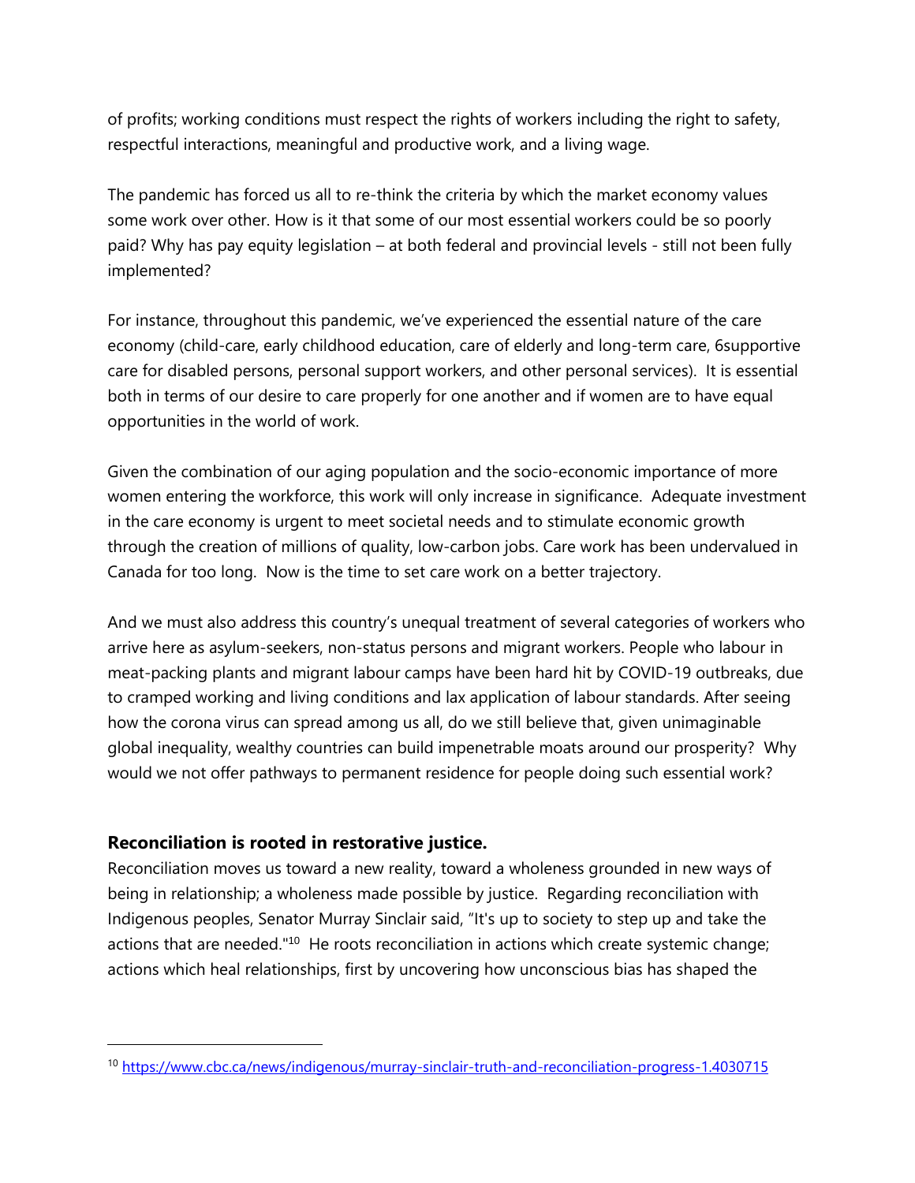of profits; working conditions must respect the rights of workers including the right to safety, respectful interactions, meaningful and productive work, and a living wage.

The pandemic has forced us all to re-think the criteria by which the market economy values some work over other. How is it that some of our most essential workers could be so poorly paid? Why has pay equity legislation – at both federal and provincial levels - still not been fully implemented?

For instance, throughout this pandemic, we've experienced the essential nature of the care economy (child-care, early childhood education, care of elderly and long-term care, 6supportive care for disabled persons, personal support workers, and other personal services). It is essential both in terms of our desire to care properly for one another and if women are to have equal opportunities in the world of work.

Given the combination of our aging population and the socio-economic importance of more women entering the workforce, this work will only increase in significance. Adequate investment in the care economy is urgent to meet societal needs and to stimulate economic growth through the creation of millions of quality, low-carbon jobs. Care work has been undervalued in Canada for too long. Now is the time to set care work on a better trajectory.

And we must also address this country's unequal treatment of several categories of workers who arrive here as asylum-seekers, non-status persons and migrant workers. People who labour in meat-packing plants and migrant labour camps have been hard hit by COVID-19 outbreaks, due to cramped working and living conditions and lax application of labour standards. After seeing how the corona virus can spread among us all, do we still believe that, given unimaginable global inequality, wealthy countries can build impenetrable moats around our prosperity? Why would we not offer pathways to permanent residence for people doing such essential work?

### Reconciliation is rooted in restorative justice.

Reconciliation moves us toward a new reality, toward a wholeness grounded in new ways of being in relationship; a wholeness made possible by justice. Regarding reconciliation with Indigenous peoples, Senator Murray Sinclair said, "It's up to society to step up and take the actions that are needed."[10] He roots reconciliation in actions which create systemic change; actions which heal relationships, first by uncovering how unconscious bias has shaped the

---

[10] https://www.cbc.ca/news/indigenous/murray-sinclair-truth-and-reconciliation-progress-1.4030715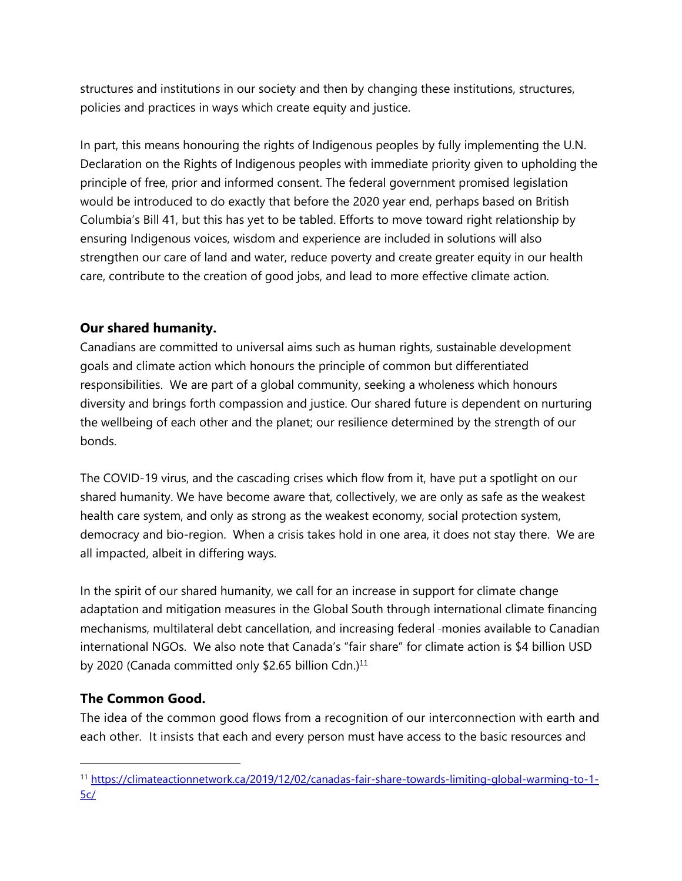structures and institutions in our society and then by changing these institutions, structures, policies and practices in ways which create equity and justice.

In part, this means honouring the rights of Indigenous peoples by fully implementing the U.N. Declaration on the Rights of Indigenous peoples with immediate priority given to upholding the principle of free, prior and informed consent. The federal government promised legislation would be introduced to do exactly that before the 2020 year end, perhaps based on British Columbia's Bill 41, but this has yet to be tabled. Efforts to move toward right relationship by ensuring Indigenous voices, wisdom and experience are included in solutions will also strengthen our care of land and water, reduce poverty and create greater equity in our health care, contribute to the creation of good jobs, and lead to more effective climate action.

### Our shared humanity.

Canadians are committed to universal aims such as human rights, sustainable development goals and climate action which honours the principle of common but differentiated responsibilities. We are part of a global community, seeking a wholeness which honours diversity and brings forth compassion and justice. Our shared future is dependent on nurturing the wellbeing of each other and the planet; our resilience determined by the strength of our bonds.

The COVID-19 virus, and the cascading crises which flow from it, have put a spotlight on our shared humanity. We have become aware that, collectively, we are only as safe as the weakest health care system, and only as strong as the weakest economy, social protection system, democracy and bio-region. When a crisis takes hold in one area, it does not stay there. We are all impacted, albeit in differing ways.

In the spirit of our shared humanity, we call for an increase in support for climate change adaptation and mitigation measures in the Global South through international climate financing mechanisms, multilateral debt cancellation, and increasing federal monies available to Canadian international NGOs. We also note that Canada's "fair share" for climate action is $4 billion USD by 2020 (Canada committed only $2.65 billion Cdn.)[11]

### The Common Good.

The idea of the common good flows from a recognition of our interconnection with earth and each other. It insists that each and every person must have access to the basic resources and

[11] https://climateactionnetwork.ca/2019/12/02/canadas-fair-share-towards-limiting-global-warming-to-1-5c/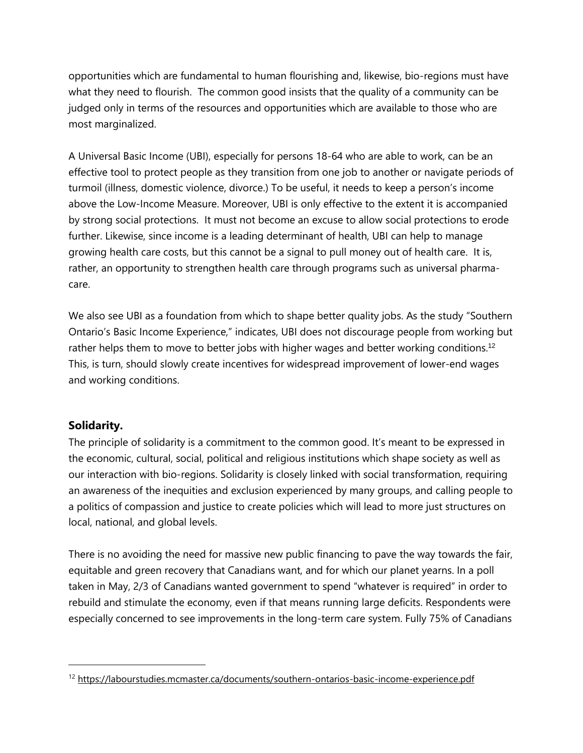opportunities which are fundamental to human flourishing and, likewise, bio-regions must have what they need to flourish. The common good insists that the quality of a community can be judged only in terms of the resources and opportunities which are available to those who are most marginalized.

A Universal Basic Income (UBI), especially for persons 18-64 who are able to work, can be an effective tool to protect people as they transition from one job to another or navigate periods of turmoil (illness, domestic violence, divorce.) To be useful, it needs to keep a person's income above the Low-Income Measure. Moreover, UBI is only effective to the extent it is accompanied by strong social protections. It must not become an excuse to allow social protections to erode further. Likewise, since income is a leading determinant of health, UBI can help to manage growing health care costs, but this cannot be a signal to pull money out of health care. It is, rather, an opportunity to strengthen health care through programs such as universal pharma-care.

We also see UBI as a foundation from which to shape better quality jobs. As the study "Southern Ontario's Basic Income Experience," indicates, UBI does not discourage people from working but rather helps them to move to better jobs with higher wages and better working conditions.[12] This, is turn, should slowly create incentives for widespread improvement of lower-end wages and working conditions.

### Solidarity.

The principle of solidarity is a commitment to the common good. It's meant to be expressed in the economic, cultural, social, political and religious institutions which shape society as well as our interaction with bio-regions. Solidarity is closely linked with social transformation, requiring an awareness of the inequities and exclusion experienced by many groups, and calling people to a politics of compassion and justice to create policies which will lead to more just structures on local, national, and global levels.

There is no avoiding the need for massive new public financing to pave the way towards the fair, equitable and green recovery that Canadians want, and for which our planet yearns. In a poll taken in May, 2/3 of Canadians wanted government to spend "whatever is required" in order to rebuild and stimulate the economy, even if that means running large deficits. Respondents were especially concerned to see improvements in the long-term care system. Fully 75% of Canadians

---

[12] https://labourstudies.mcmaster.ca/documents/southern-ontarios-basic-income-experience.pdf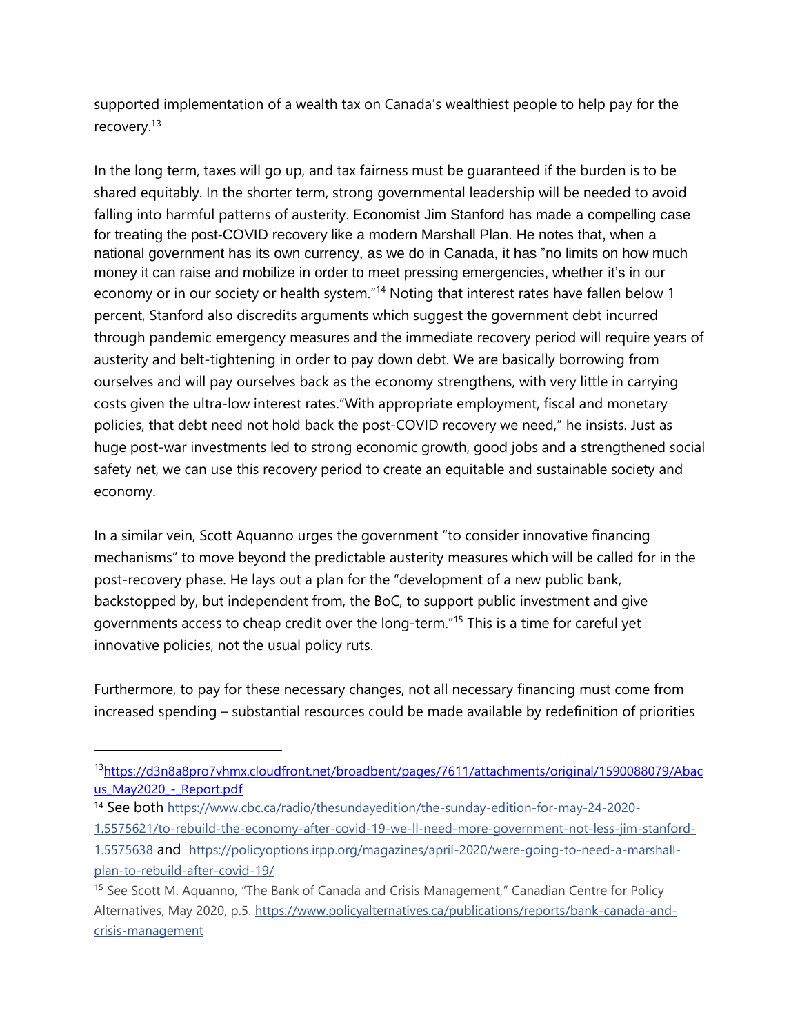supported implementation of a wealth tax on Canada's wealthiest people to help pay for the recovery.[13]

In the long term, taxes will go up, and tax fairness must be guaranteed if the burden is to be shared equitably. In the shorter term, strong governmental leadership will be needed to avoid falling into harmful patterns of austerity. Economist Jim Stanford has made a compelling case for treating the post-COVID recovery like a modern Marshall Plan. He notes that, when a national government has its own currency, as we do in Canada, it has "no limits on how much money it can raise and mobilize in order to meet pressing emergencies, whether it's in our economy or in our society or health system."[14] Noting that interest rates have fallen below 1 percent, Stanford also discredits arguments which suggest the government debt incurred through pandemic emergency measures and the immediate recovery period will require years of austerity and belt-tightening in order to pay down debt. We are basically borrowing from ourselves and will pay ourselves back as the economy strengthens, with very little in carrying costs given the ultra-low interest rates."With appropriate employment, fiscal and monetary policies, that debt need not hold back the post-COVID recovery we need," he insists. Just as huge post-war investments led to strong economic growth, good jobs and a strengthened social safety net, we can use this recovery period to create an equitable and sustainable society and economy.

In a similar vein, Scott Aquanno urges the government "to consider innovative financing mechanisms" to move beyond the predictable austerity measures which will be called for in the post-recovery phase. He lays out a plan for the "development of a new public bank, backstopped by, but independent from, the BoC, to support public investment and give governments access to cheap credit over the long-term."[15] This is a time for careful yet innovative policies, not the usual policy ruts.

Furthermore, to pay for these necessary changes, not all necessary financing must come from increased spending – substantial resources could be made available by redefinition of priorities

---

[13] https://d3n8a8pro7vhmx.cloudfront.net/broadbent/pages/7611/attachments/original/1590088079/Abacus_May2020_-_Report.pdf

[14] See both https://www.cbc.ca/radio/thesundayedition/the-sunday-edition-for-may-24-2020-1.5575621/to-rebuild-the-economy-after-covid-19-we-ll-need-more-government-not-less-jim-stanford-1.5575638 and https://policyoptions.irpp.org/magazines/april-2020/were-going-to-need-a-marshall-plan-to-rebuild-after-covid-19/

[15] See Scott M. Aquanno, "The Bank of Canada and Crisis Management," Canadian Centre for Policy Alternatives, May 2020, p.5. https://www.policyalternatives.ca/publications/reports/bank-canada-and-crisis-management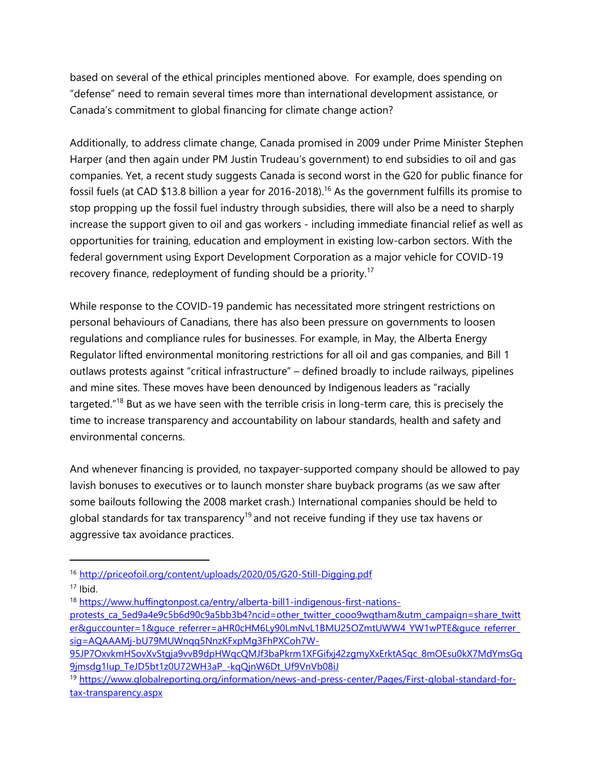based on several of the ethical principles mentioned above. For example, does spending on "defense" need to remain several times more than international development assistance, or Canada's commitment to global financing for climate change action?

Additionally, to address climate change, Canada promised in 2009 under Prime Minister Stephen Harper (and then again under PM Justin Trudeau's government) to end subsidies to oil and gas companies. Yet, a recent study suggests Canada is second worst in the G20 for public finance for fossil fuels (at CAD $13.8 billion a year for 2016-2018).[16] As the government fulfills its promise to stop propping up the fossil fuel industry through subsidies, there will also be a need to sharply increase the support given to oil and gas workers - including immediate financial relief as well as opportunities for training, education and employment in existing low-carbon sectors. With the federal government using Export Development Corporation as a major vehicle for COVID-19 recovery finance, redeployment of funding should be a priority.[17]

While response to the COVID-19 pandemic has necessitated more stringent restrictions on personal behaviours of Canadians, there has also been pressure on governments to loosen regulations and compliance rules for businesses. For example, in May, the Alberta Energy Regulator lifted environmental monitoring restrictions for all oil and gas companies, and Bill 1 outlaws protests against "critical infrastructure" – defined broadly to include railways, pipelines and mine sites. These moves have been denounced by Indigenous leaders as "racially targeted."[18] But as we have seen with the terrible crisis in long-term care, this is precisely the time to increase transparency and accountability on labour standards, health and safety and environmental concerns.

And whenever financing is provided, no taxpayer-supported company should be allowed to pay lavish bonuses to executives or to launch monster share buyback programs (as we saw after some bailouts following the 2008 market crash.) International companies should be held to global standards for tax transparency[19] and not receive funding if they use tax havens or aggressive tax avoidance practices.

---

[16] http://priceofoil.org/content/uploads/2020/05/G20-Still-Digging.pdf

[17] Ibid.

[18] https://www.huffingtonpost.ca/entry/alberta-bill1-indigenous-first-nations-protests_ca_5ed9a4e9c5b6d90c9a5bb3b4?ncid=other_twitter_cooo9wqtham&utm_campaign=share_twitter&guccounter=1&guce_referrer=aHR0cHM6Ly90LmNvL1BMU25OZmtUWW4_YW1wPTE&guce_referrer_sig=AQAAAMj-bU79MUWnqq5NnzKFxpMg3FhPXCoh7W-95JP7OxvkmHSovXvStgja9vvB9dpHWqcQMJf3baPkrm1XFGifxj42zgmyXxErktASqc_8mOEsu0kX7MdYmsGq9jmsdg1Iup_TeJD5bt1z0U72WH3aP_-kqQjnW6Dt_Uf9VnVb08iJ

[19] https://www.globalreporting.org/information/news-and-press-center/Pages/First-global-standard-for-tax-transparency.aspx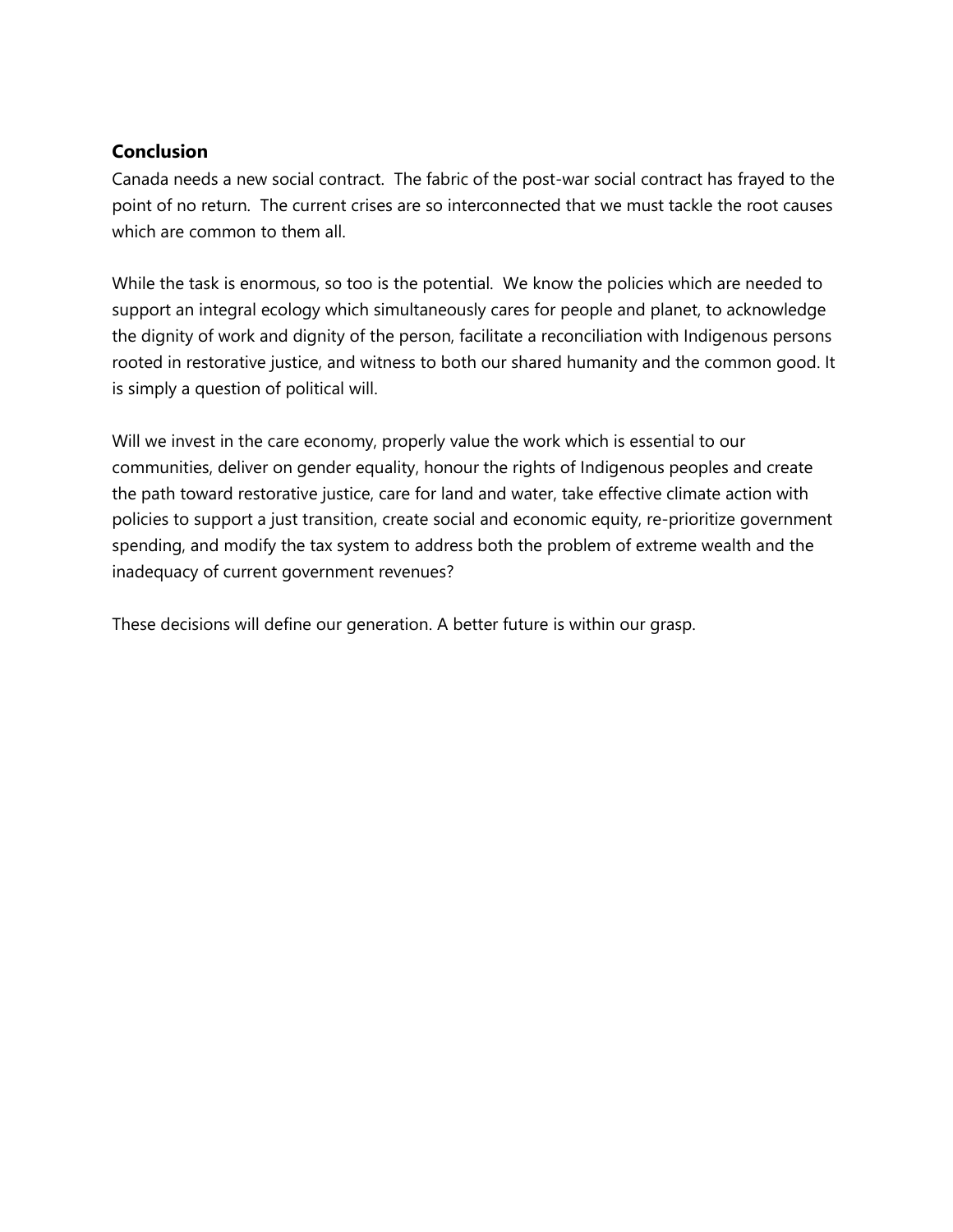## Conclusion

Canada needs a new social contract. The fabric of the post-war social contract has frayed to the point of no return. The current crises are so interconnected that we must tackle the root causes which are common to them all.

While the task is enormous, so too is the potential. We know the policies which are needed to support an integral ecology which simultaneously cares for people and planet, to acknowledge the dignity of work and dignity of the person, facilitate a reconciliation with Indigenous persons rooted in restorative justice, and witness to both our shared humanity and the common good. It is simply a question of political will.

Will we invest in the care economy, properly value the work which is essential to our communities, deliver on gender equality, honour the rights of Indigenous peoples and create the path toward restorative justice, care for land and water, take effective climate action with policies to support a just transition, create social and economic equity, re-prioritize government spending, and modify the tax system to address both the problem of extreme wealth and the inadequacy of current government revenues?

These decisions will define our generation. A better future is within our grasp.